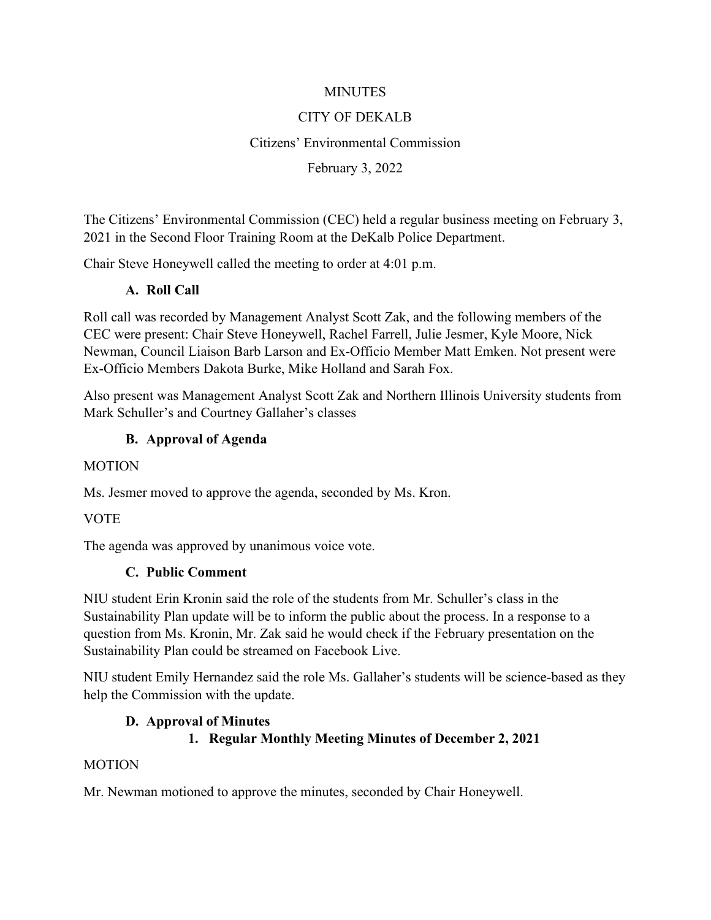MINUTES

CITY OF DEKALB

Citizens' Environmental Commission

February 3, 2022

The Citizens' Environmental Commission (CEC) held a regular business meeting on February 3, 2021 in the Second Floor Training Room at the DeKalb Police Department.

Chair Steve Honeywell called the meeting to order at 4:01 p.m.

### A. Roll Call

Roll call was recorded by Management Analyst Scott Zak, and the following members of the CEC were present: Chair Steve Honeywell, Rachel Farrell, Julie Jesmer, Kyle Moore, Nick Newman, Council Liaison Barb Larson and Ex-Officio Member Matt Emken. Not present were Ex-Officio Members Dakota Burke, Mike Holland and Sarah Fox.

Also present was Management Analyst Scott Zak and Northern Illinois University students from Mark Schuller's and Courtney Gallaher's classes

### B. Approval of Agenda

MOTION

Ms. Jesmer moved to approve the agenda, seconded by Ms. Kron.

VOTE

The agenda was approved by unanimous voice vote.

### C. Public Comment

NIU student Erin Kronin said the role of the students from Mr. Schuller's class in the Sustainability Plan update will be to inform the public about the process. In a response to a question from Ms. Kronin, Mr. Zak said he would check if the February presentation on the Sustainability Plan could be streamed on Facebook Live.

NIU student Emily Hernandez said the role Ms. Gallaher's students will be science-based as they help the Commission with the update.

### D. Approval of Minutes

#### 1. Regular Monthly Meeting Minutes of December 2, 2021

MOTION

Mr. Newman motioned to approve the minutes, seconded by Chair Honeywell.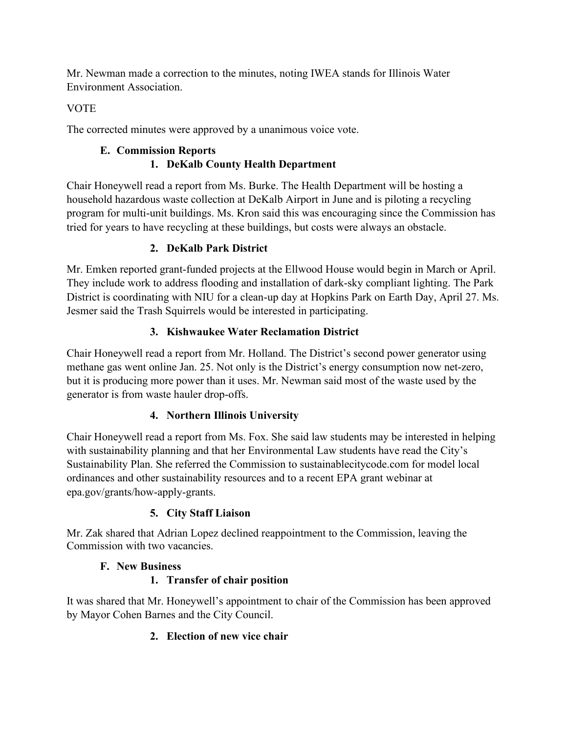Mr. Newman made a correction to the minutes, noting IWEA stands for Illinois Water Environment Association.

VOTE

The corrected minutes were approved by a unanimous voice vote.

### E. Commission Reports

#### 1. DeKalb County Health Department

Chair Honeywell read a report from Ms. Burke. The Health Department will be hosting a household hazardous waste collection at DeKalb Airport in June and is piloting a recycling program for multi-unit buildings. Ms. Kron said this was encouraging since the Commission has tried for years to have recycling at these buildings, but costs were always an obstacle.

#### 2. DeKalb Park District

Mr. Emken reported grant-funded projects at the Ellwood House would begin in March or April. They include work to address flooding and installation of dark-sky compliant lighting. The Park District is coordinating with NIU for a clean-up day at Hopkins Park on Earth Day, April 27. Ms. Jesmer said the Trash Squirrels would be interested in participating.

#### 3. Kishwaukee Water Reclamation District

Chair Honeywell read a report from Mr. Holland. The District's second power generator using methane gas went online Jan. 25. Not only is the District's energy consumption now net-zero, but it is producing more power than it uses. Mr. Newman said most of the waste used by the generator is from waste hauler drop-offs.

#### 4. Northern Illinois University

Chair Honeywell read a report from Ms. Fox. She said law students may be interested in helping with sustainability planning and that her Environmental Law students have read the City's Sustainability Plan. She referred the Commission to sustainablecitycode.com for model local ordinances and other sustainability resources and to a recent EPA grant webinar at epa.gov/grants/how-apply-grants.

#### 5. City Staff Liaison

Mr. Zak shared that Adrian Lopez declined reappointment to the Commission, leaving the Commission with two vacancies.

### F. New Business

#### 1. Transfer of chair position

It was shared that Mr. Honeywell's appointment to chair of the Commission has been approved by Mayor Cohen Barnes and the City Council.

#### 2. Election of new vice chair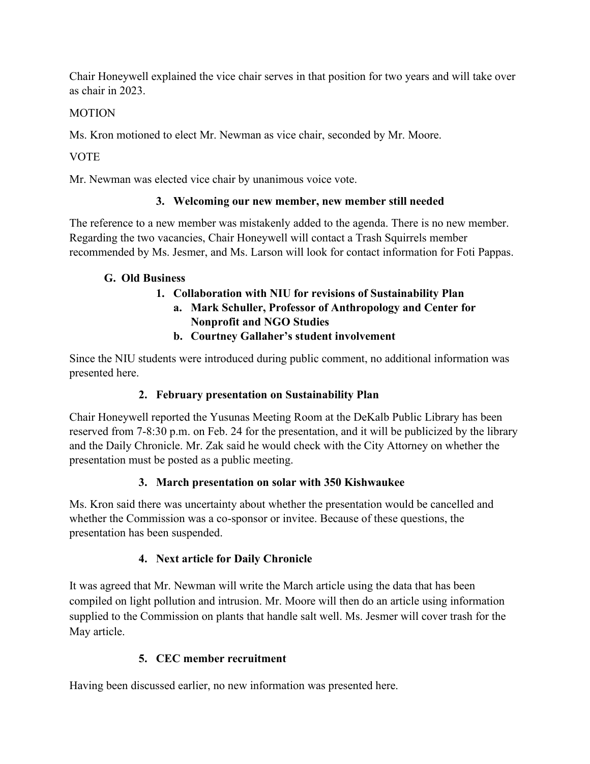Chair Honeywell explained the vice chair serves in that position for two years and will take over as chair in 2023.

MOTION

Ms. Kron motioned to elect Mr. Newman as vice chair, seconded by Mr. Moore.

VOTE

Mr. Newman was elected vice chair by unanimous voice vote.

### 3. Welcoming our new member, new member still needed

The reference to a new member was mistakenly added to the agenda. There is no new member. Regarding the two vacancies, Chair Honeywell will contact a Trash Squirrels member recommended by Ms. Jesmer, and Ms. Larson will look for contact information for Foti Pappas.

## G. Old Business

### 1. Collaboration with NIU for revisions of Sustainability Plan

**a. Mark Schuller, Professor of Anthropology and Center for Nonprofit and NGO Studies**

**b. Courtney Gallaher's student involvement**

Since the NIU students were introduced during public comment, no additional information was presented here.

### 2. February presentation on Sustainability Plan

Chair Honeywell reported the Yusunas Meeting Room at the DeKalb Public Library has been reserved from 7-8:30 p.m. on Feb. 24 for the presentation, and it will be publicized by the library and the Daily Chronicle. Mr. Zak said he would check with the City Attorney on whether the presentation must be posted as a public meeting.

### 3. March presentation on solar with 350 Kishwaukee

Ms. Kron said there was uncertainty about whether the presentation would be cancelled and whether the Commission was a co-sponsor or invitee. Because of these questions, the presentation has been suspended.

### 4. Next article for Daily Chronicle

It was agreed that Mr. Newman will write the March article using the data that has been compiled on light pollution and intrusion. Mr. Moore will then do an article using information supplied to the Commission on plants that handle salt well. Ms. Jesmer will cover trash for the May article.

### 5. CEC member recruitment

Having been discussed earlier, no new information was presented here.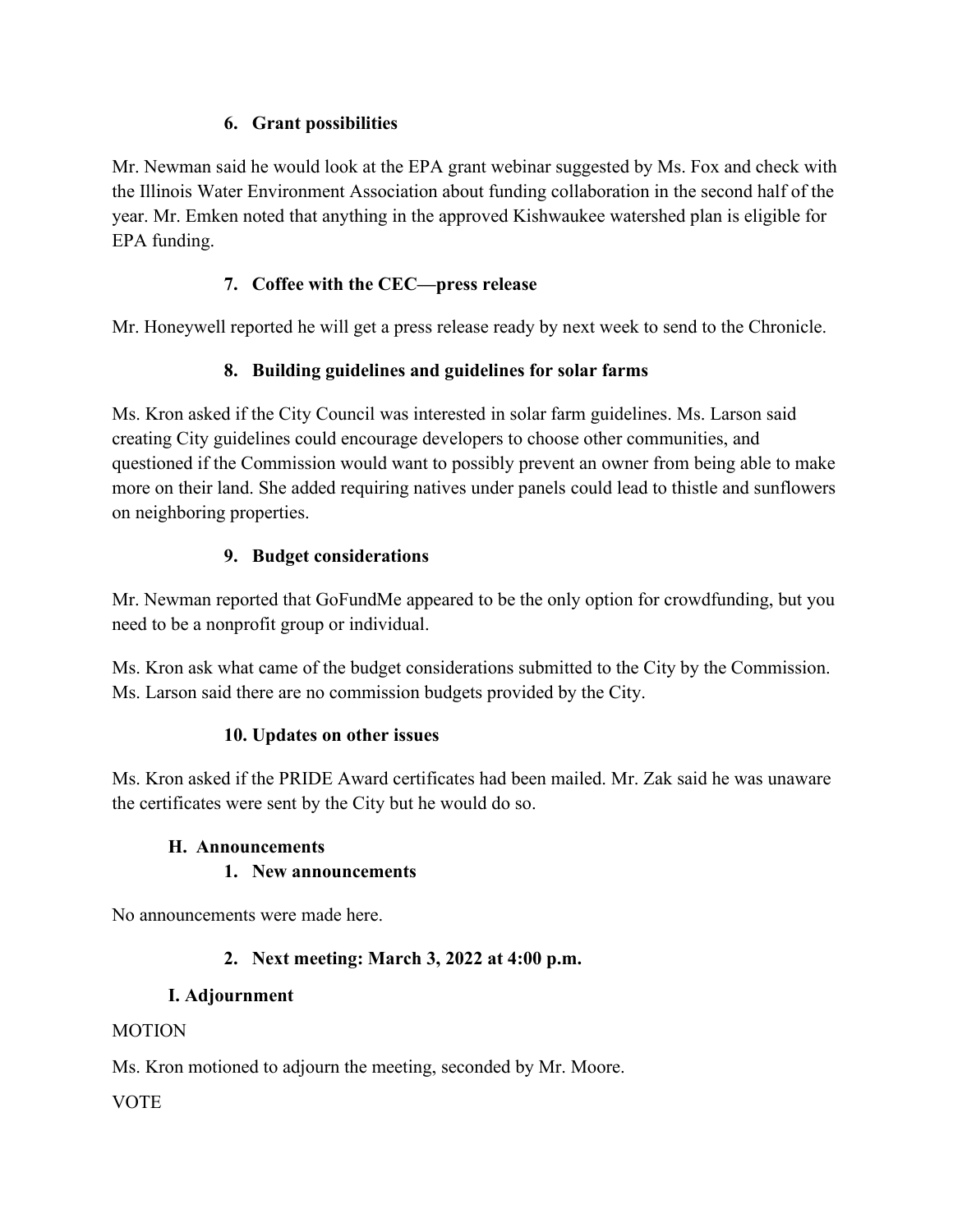### 6. Grant possibilities

Mr. Newman said he would look at the EPA grant webinar suggested by Ms. Fox and check with the Illinois Water Environment Association about funding collaboration in the second half of the year. Mr. Emken noted that anything in the approved Kishwaukee watershed plan is eligible for EPA funding.

### 7. Coffee with the CEC—press release

Mr. Honeywell reported he will get a press release ready by next week to send to the Chronicle.

### 8. Building guidelines and guidelines for solar farms

Ms. Kron asked if the City Council was interested in solar farm guidelines. Ms. Larson said creating City guidelines could encourage developers to choose other communities, and questioned if the Commission would want to possibly prevent an owner from being able to make more on their land. She added requiring natives under panels could lead to thistle and sunflowers on neighboring properties.

### 9. Budget considerations

Mr. Newman reported that GoFundMe appeared to be the only option for crowdfunding, but you need to be a nonprofit group or individual.

Ms. Kron ask what came of the budget considerations submitted to the City by the Commission. Ms. Larson said there are no commission budgets provided by the City.

### 10. Updates on other issues

Ms. Kron asked if the PRIDE Award certificates had been mailed. Mr. Zak said he was unaware the certificates were sent by the City but he would do so.

## H. Announcements

### 1. New announcements

No announcements were made here.

### 2. Next meeting: March 3, 2022 at 4:00 p.m.

## I. Adjournment

MOTION

Ms. Kron motioned to adjourn the meeting, seconded by Mr. Moore.

VOTE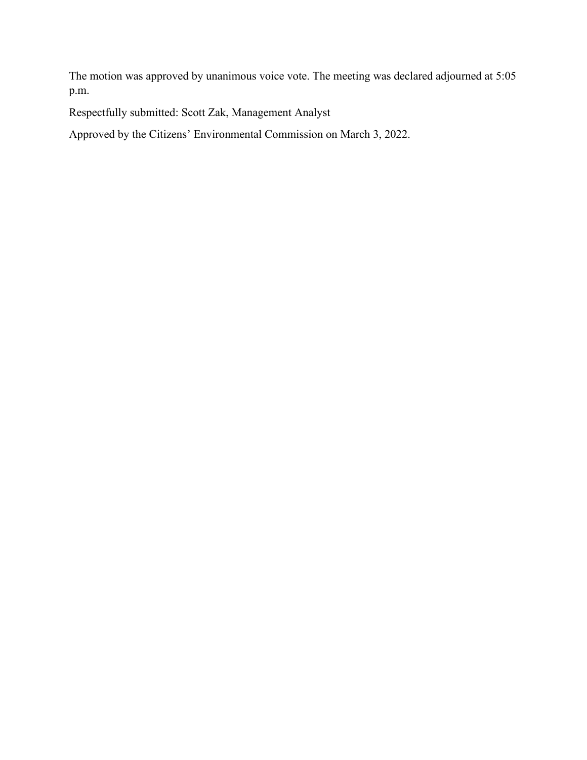The motion was approved by unanimous voice vote. The meeting was declared adjourned at 5:05 p.m.

Respectfully submitted: Scott Zak, Management Analyst

Approved by the Citizens' Environmental Commission on March 3, 2022.